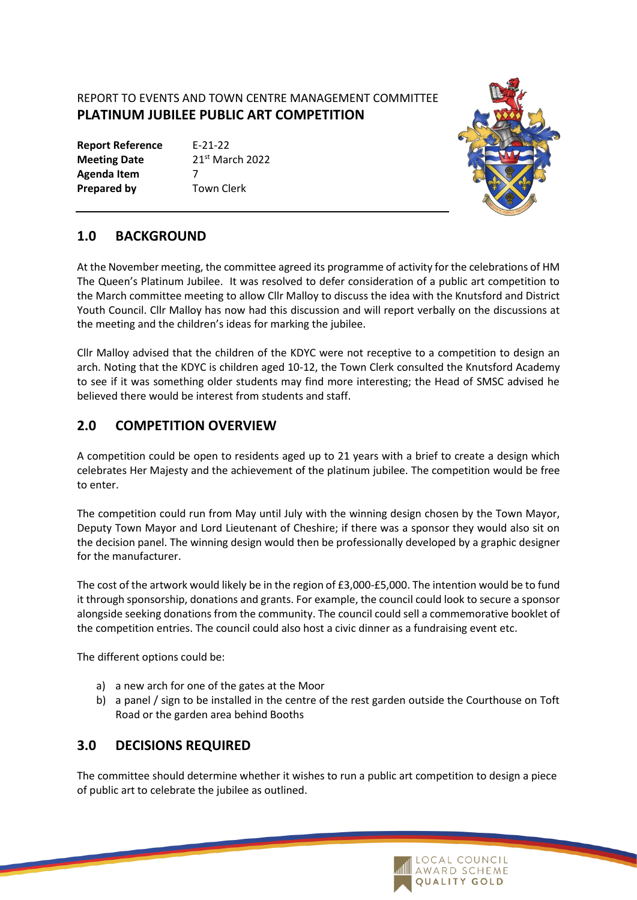REPORT TO EVENTS AND TOWN CENTRE MANAGEMENT COMMITTEE

# PLATINUM JUBILEE PUBLIC ART COMPETITION

| | |
|---|---|
| **Report Reference** | E-21-22 |
| **Meeting Date** | 21st March 2022 |
| **Agenda Item** | 7 |
| **Prepared by** | Town Clerk |

## 1.0 BACKGROUND

At the November meeting, the committee agreed its programme of activity for the celebrations of HM The Queen's Platinum Jubilee. It was resolved to defer consideration of a public art competition to the March committee meeting to allow Cllr Malloy to discuss the idea with the Knutsford and District Youth Council. Cllr Malloy has now had this discussion and will report verbally on the discussions at the meeting and the children's ideas for marking the jubilee.

Cllr Malloy advised that the children of the KDYC were not receptive to a competition to design an arch. Noting that the KDYC is children aged 10-12, the Town Clerk consulted the Knutsford Academy to see if it was something older students may find more interesting; the Head of SMSC advised he believed there would be interest from students and staff.

## 2.0 COMPETITION OVERVIEW

A competition could be open to residents aged up to 21 years with a brief to create a design which celebrates Her Majesty and the achievement of the platinum jubilee. The competition would be free to enter.

The competition could run from May until July with the winning design chosen by the Town Mayor, Deputy Town Mayor and Lord Lieutenant of Cheshire; if there was a sponsor they would also sit on the decision panel. The winning design would then be professionally developed by a graphic designer for the manufacturer.

The cost of the artwork would likely be in the region of £3,000-£5,000. The intention would be to fund it through sponsorship, donations and grants. For example, the council could look to secure a sponsor alongside seeking donations from the community. The council could sell a commemorative booklet of the competition entries. The council could also host a civic dinner as a fundraising event etc.

The different options could be:

a) a new arch for one of the gates at the Moor
b) a panel / sign to be installed in the centre of the rest garden outside the Courthouse on Toft Road or the garden area behind Booths

## 3.0 DECISIONS REQUIRED

The committee should determine whether it wishes to run a public art competition to design a piece of public art to celebrate the jubilee as outlined.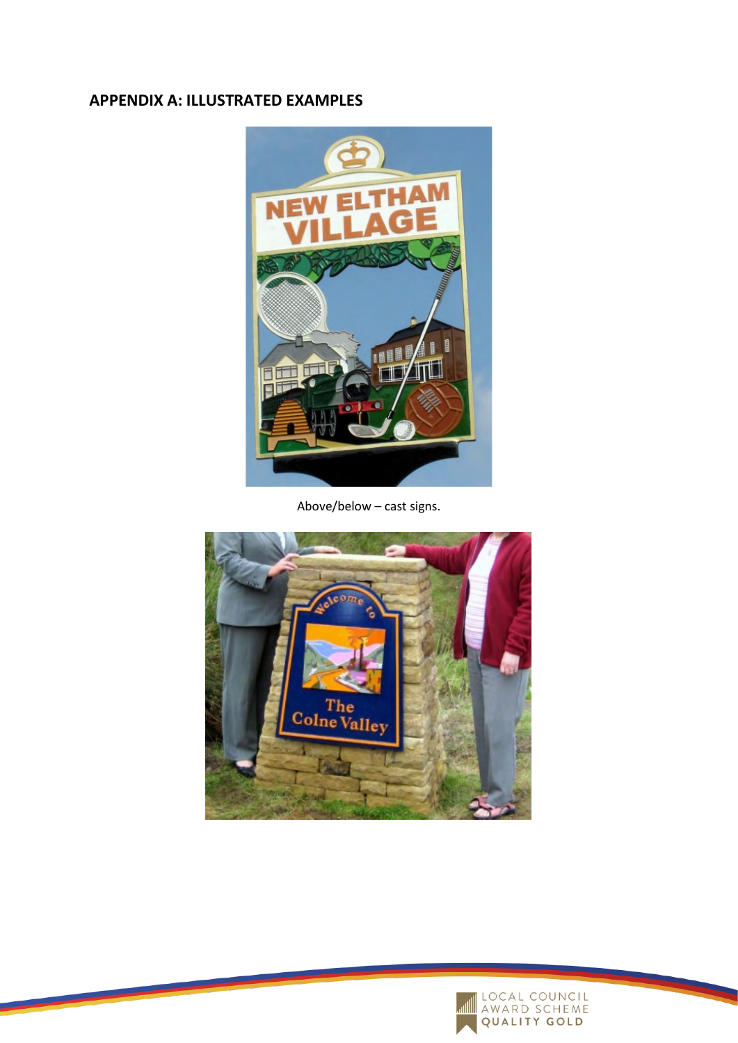## APPENDIX A: ILLUSTRATED EXAMPLES

Above/below – cast signs.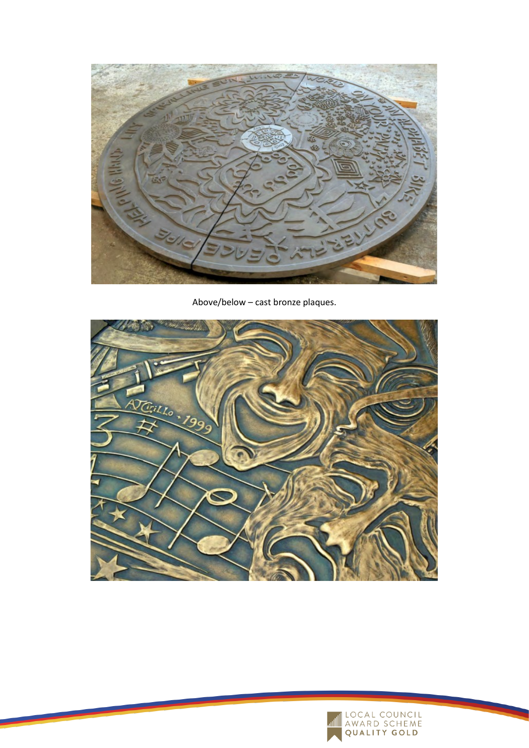Above/below – cast bronze plaques.